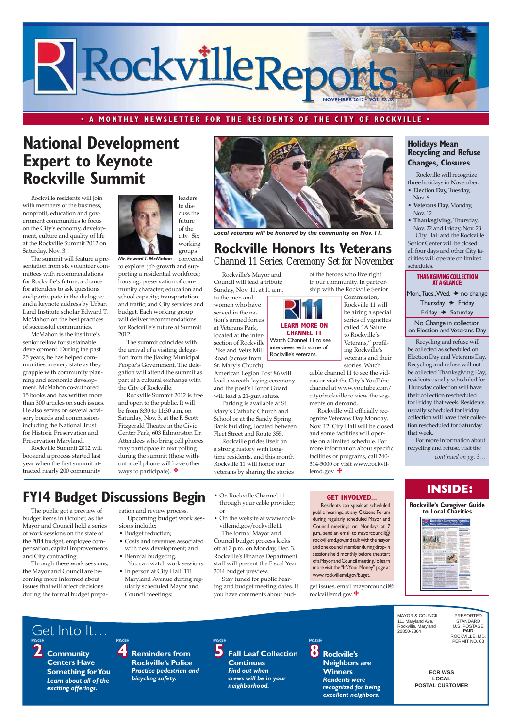# Rockville Reports

NOVEMBER 2012 • VOL. 58 #8

• A MONTHLY NEWSLETTER FOR THE RESIDENTS OF THE CITY OF ROCKVILLE •

## National Development Expert to Keynote Rockville Summit

Rockville residents will join with members of the business, nonprofit, education and government communities to focus on the City's economy, development, culture and quality of life at the Rockville Summit 2012 on Saturday, Nov. 3.

The summit will feature a presentation from six volunteer committees with recommendations for Rockville's future; a chance for attendees to ask questions and participate in the dialogue; and a keynote address by Urban Land Institute scholar Edward T. McMahon on the best practices of successful communities.

McMahon is the institute's senior fellow for sustainable development. During the past 25 years, he has helped communities in every state as they grapple with community planning and economic development. McMahon co-authored 15 books and has written more than 300 articles on such issues. He also serves on several advisory boards and commissions including the National Trust for Historic Preservation and Preservation Maryland.

Rockville Summit 2012 will bookend a process started last year when the first summit attracted nearly 200 community leaders to discuss the future of the city. Six working groups convened to explore job growth and supporting a residential workforce; housing; preservation of community character; education and school capacity; transportation and traffic; and City services and budget. Each working group will deliver recommendations for Rockville's future at Summit 2012.

*Mr. Edward T. McMahon*

The summit coincides with the arrival of a visiting delegation from the Jiaxing Municipal People's Government. The delegation will attend the summit as part of a cultural exchange with the City of Rockville.

Rockville Summit 2012 is free and open to the public. It will be from 8:30 to 11:30 a.m. on Saturday, Nov. 3, at the F. Scott Fitzgerald Theatre in the Civic Center Park, 603 Edmonston Dr. Attendees who bring cell phones may participate in text polling during the summit (those without a cell phone will have other ways to participate).

*Local veterans will be honored by the community on Nov. 11.*

## Rockville Honors Its Veterans

### Channel 11 Series, Ceremony Set for November

Rockville's Mayor and Council will lead a tribute Sunday, Nov. 11, at 11 a.m. to the men and women who have served in the nation's armed forces at Veterans Park, located at the intersection of Rockville Pike and Veirs Mill Road (across from St. Mary's Church). American Legion Post 86 will lead a wreath-laying ceremony and the post's Honor Guard will lead a 21-gun salute.

Parking is available at St. Mary's Catholic Church and School or at the Sandy Spring Bank building, located between Fleet Street and Route 355.

Rockville prides itself on a strong history with long-time residents, and this month Rockville 11 will honor our veterans by sharing the stories of the heroes who live right in our community. In partnership with the Rockville Senior Commission, Rockville 11 will be airing a special series of vignettes called "A Salute to Rockville's Veterans," profiling Rockville's veterans and their stories. Watch cable channel 11 to see the videos or visit the City's YouTube channel at www.youtube.com/cityofrockville to view the segments on demand.

> **LEARN MORE ON CHANNEL 11**
> Watch Channel 11 to see interviews with some of Rockville's veterans.

Rockville will officially recognize Veterans Day Monday, Nov. 12. City Hall will be closed and some facilities will operate on a limited schedule. For more information about specific facilities or programs, call 240-314-5000 or visit www.rockvillemd.gov.

## Holidays Mean Recycling and Refuse Changes, Closures

Rockville will recognize three holidays in November:

- **Election Day**, Tuesday, Nov. 6
- **Veterans Day**, Monday, Nov. 12
- **Thanksgiving**, Thursday, Nov. 22 and Friday, Nov. 23

City Hall and the Rockville Senior Center will be closed all four days and other City facilities will operate on limited schedules.

**THANKGIVING COLLECTION AT A GLANCE:**

| | |
|---|---|
| Mon., Tues., Wed. | → no change |
| Thursday | → Friday |
| Friday | → Saturday |
| No Change in collection on Election and Veterans Day | |

Recycling and refuse will be collected as scheduled on Election Day and Veterans Day. Recycling and refuse will not be collected Thanksgiving Day; residents usually scheduled for Thursday collection will have their collection rescheduled for Friday that week. Residents usually scheduled for Friday collection will have their collection rescheduled for Saturday that week.

For more information about recycling and refuse, visit the

*continued on pg. 3…*

## FY14 Budget Discussions Begin

The public got a preview of budget items in October, as the Mayor and Council held a series of work sessions on the state of the 2014 budget, employee compensation, capital improvements and City contracting.

Through these work sessions, the Mayor and Council are becoming more informed about issues that will affect decisions during the formal budget preparation and review process.

Upcoming budget work sessions include:

- Budget reduction;
- Costs and revenues associated with new development; and
- Biennial budgeting.

You can watch work sessions:

- In person at City Hall, 111 Maryland Avenue during regularly scheduled Mayor and Council meetings;
- On Rockville Channel 11 through your cable provider; or
- On the website at www.rockvillemd.gov/rockville11.

The formal Mayor and Council budget process kicks off at 7 p.m. on Monday, Dec. 3. Rockville's Finance Department staff will present the Fiscal Year 2014 budget preview.

Stay tuned for public hearing and budget meeting dates. If you have comments about budget issues, email mayorcouncil@rockvillemd.gov.

> **GET INVOLVED…**
> Residents can speak at scheduled public hearings, at any Citizens Forum during regularly scheduled Mayor and Council meetings on Mondays at 7 p.m., send an email to mayorcouncil@rockvillemd.gov, and talk with the mayor and one council member during drop-in sessions held monthly before the start of a Mayor and Council meeting. To learn more visit the "It's Your Money" page at www.rockvillemd.gov/buget.

## INSIDE:

**Rockville's Caregiver Guide to Local Charities**

## Get Into It…

- **PAGE 2 — Community Centers Have Something for You** — *Learn about all of the exciting offerings.*
- **PAGE 4 — Reminders from Rockville's Police** — *Practice pedestrian and bicycling safety.*
- **PAGE 5 — Fall Leaf Collection Continues** — *Find out when crews will be in your neighborhood.*
- **PAGE 8 — Rockville's Neighbors are Winners** — *Residents were recognized for being excellent neighbors.*

MAYOR & COUNCIL
111 Maryland Ave.
Rockville, Maryland
20850-2364

PRESORTED STANDARD
U.S. POSTAGE
**PAID**
ROCKVILLE, MD.
PERMIT NO. 63

**ECR WSS**
**LOCAL**
**POSTAL CUSTOMER**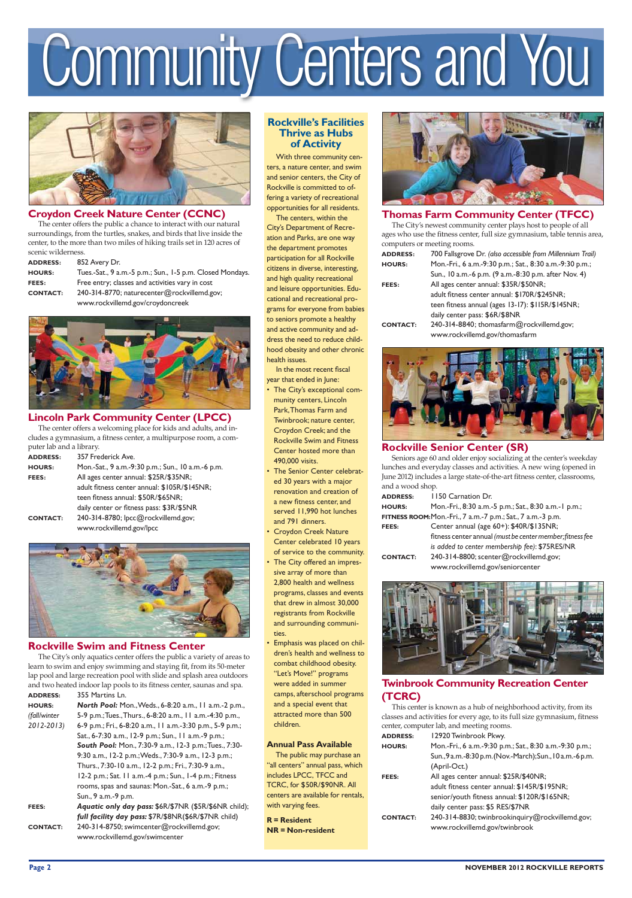# Community Centers and You

## Croydon Creek Nature Center (CCNC)

The center offers the public a chance to interact with our natural surroundings, from the turtles, snakes, and birds that live inside the center, to the more than two miles of hiking trails set in 120 acres of scenic wilderness.

**ADDRESS:** 852 Avery Dr.

**HOURS:** Tues.-Sat., 9 a.m.-5 p.m.; Sun., 1-5 p.m. Closed Mondays.

**FEES:** Free entry; classes and activities vary in cost

**CONTACT:** 240-314-8770; naturecenter@rockvillemd.gov; www.rockvillemd.gov/croydoncreek

## Lincoln Park Community Center (LPCC)

The center offers a welcoming place for kids and adults, and includes a gymnasium, a fitness center, a multipurpose room, a computer lab and a library.

**ADDRESS:** 357 Frederick Ave.

**HOURS:** Mon.-Sat., 9 a.m.-9:30 p.m.; Sun., 10 a.m.-6 p.m.

**FEES:** All ages center annual: $25R/$35NR;
adult fitness center annual: $105R/$145NR;
teen fitness annual: $50R/$65NR;
daily center or fitness pass: $3R/$5NR

**CONTACT:** 240-314-8780; lpcc@rockvillemd.gov; www.rockvillemd.gov/lpcc

## Rockville Swim and Fitness Center

The City's only aquatics center offers the public a variety of areas to learn to swim and enjoy swimming and staying fit, from its 50-meter lap pool and large recreation pool with slide and splash area outdoors and two heated indoor lap pools to its fitness center, saunas and spa.

**ADDRESS:** 355 Martins Ln.

**HOURS:** *(fall/winter 2012-2013)*
***North Pool:*** Mon.,Weds., 6-8:20 a.m., 11 a.m.-2 p.m., 5-9 p.m.; Tues.,Thurs., 6-8:20 a.m., 11 a.m.-4:30 p.m., 6-9 p.m.; Fri., 6-8:20 a.m., 11 a.m.-3:30 p.m., 5-9 p.m.; Sat., 6-7:30 a.m., 12-9 p.m.; Sun., 11 a.m.-9 p.m.;
***South Pool:*** Mon., 7:30-9 a.m., 12-3 p.m.; Tues., 7:30-9:30 a.m., 12-2 p.m.; Weds., 7:30-9 a.m., 12-3 p.m.; Thurs., 7:30-10 a.m., 12-2 p.m.; Fri., 7:30-9 a.m., 12-2 p.m.; Sat. 11 a.m.-4 p.m.; Sun., 1-4 p.m.; Fitness rooms, spas and saunas: Mon.-Sat., 6 a.m.-9 p.m.; Sun., 9 a.m.-9 p.m.

**FEES:** ***Aquatic only day pass:*** $6R/$7NR ($5R/$6NR child);
***full facility day pass:*** $7R/$8NR($6R/$7NR child)

**CONTACT:** 240-314-8750; swimcenter@rockvillemd.gov; www.rockvillemd.gov/swimcenter

## Rockville's Facilities Thrive as Hubs of Activity

With three community centers, a nature center, and swim and senior centers, the City of Rockville is committed to offering a variety of recreational opportunities for all residents.

The centers, within the City's Department of Recreation and Parks, are one way the department promotes participation for all Rockville citizens in diverse, interesting, and high quality recreational and leisure opportunities. Educational and recreational programs for everyone from babies to seniors promote a healthy and active community and address the need to reduce childhood obesity and other chronic health issues.

In the most recent fiscal year that ended in June:

- The City's exceptional community centers, Lincoln Park, Thomas Farm and Twinbrook; nature center, Croydon Creek; and the Rockville Swim and Fitness Center hosted more than 490,000 visits.
- The Senior Center celebrated 30 years with a major renovation and creation of a new fitness center, and served 11,990 hot lunches and 791 dinners.
- Croydon Creek Nature Center celebrated 10 years of service to the community.
- The City offered an impressive array of more than 2,800 health and wellness programs, classes and events that drew in almost 30,000 registrants from Rockville and surrounding communities.
- Emphasis was placed on children's health and wellness to combat childhood obesity. "Let's Move!" programs were added in summer camps, afterschool programs and a special event that attracted more than 500 children.

### Annual Pass Available

The public may purchase an "all centers" annual pass, which includes LPCC, TFCC and TCRC, for $50R/$90NR. All centers are available for rentals, with varying fees.

**R = Resident**
**NR = Non-resident**

## Thomas Farm Community Center (TFCC)

The City's newest community center plays host to people of all ages who use the fitness center, full size gymnasium, table tennis area, computers or meeting rooms.

**ADDRESS:** 700 Fallsgrove Dr. *(also accessible from Millennium Trail)*

**HOURS:** Mon.-Fri., 6 a.m.-9:30 p.m.; Sat., 8:30 a.m.-9:30 p.m.; Sun., 10 a.m.-6 p.m. (9 a.m.-8:30 p.m. after Nov. 4)

**FEES:** All ages center annual: $35R/$50NR;
adult fitness center annual: $170R/$245NR;
teen fitness annual (ages 13-17): $115R/$145NR;
daily center pass: $6R/$8NR

**CONTACT:** 240-314-8840; thomasfarm@rockvillemd.gov; www.rockvillemd.gov/thomasfarm

## Rockville Senior Center (SR)

Seniors age 60 and older enjoy socializing at the center's weekday lunches and everyday classes and activities. A new wing (opened in June 2012) includes a large state-of-the-art fitness center, classrooms, and a wood shop.

**ADDRESS:** 1150 Carnation Dr.

**HOURS:** Mon.-Fri., 8:30 a.m.-5 p.m.; Sat., 8:30 a.m.-1 p.m.;

**FITNESS ROOM:** Mon.-Fri., 7 a.m.-7 p.m.; Sat., 7 a.m.-3 p.m.

**FEES:** Center annual (age 60+): $40R/$135NR;
fitness center annual *(must be center member; fitness fee is added to center membership fee)*: $75RES/NR

**CONTACT:** 240-314-8800; scenter@rockvillemd.gov; www.rockvillemd.gov/seniorcenter

## Twinbrook Community Recreation Center (TCRC)

This center is known as a hub of neighborhood activity, from its classes and activities for every age, to its full size gymnasium, fitness center, computer lab, and meeting rooms.

**ADDRESS:** 12920 Twinbrook Pkwy.

**HOURS:** Mon.-Fri., 6 a.m.-9:30 p.m.; Sat., 8:30 a.m.-9:30 p.m.; Sun., 9 a.m.-8:30 p.m. (Nov.-March); Sun., 10 a.m.-6 p.m. (April-Oct.)

**FEES:** All ages center annual: $25R/$40NR;
adult fitness center annual: $145R/$195NR;
senior/youth fitness annual: $120R/$165NR;
daily center pass: $5 RES/$7NR

**CONTACT:** 240-314-8830; twinbrookinquiry@rockvillemd.gov; www.rockvillemd.gov/twinbrook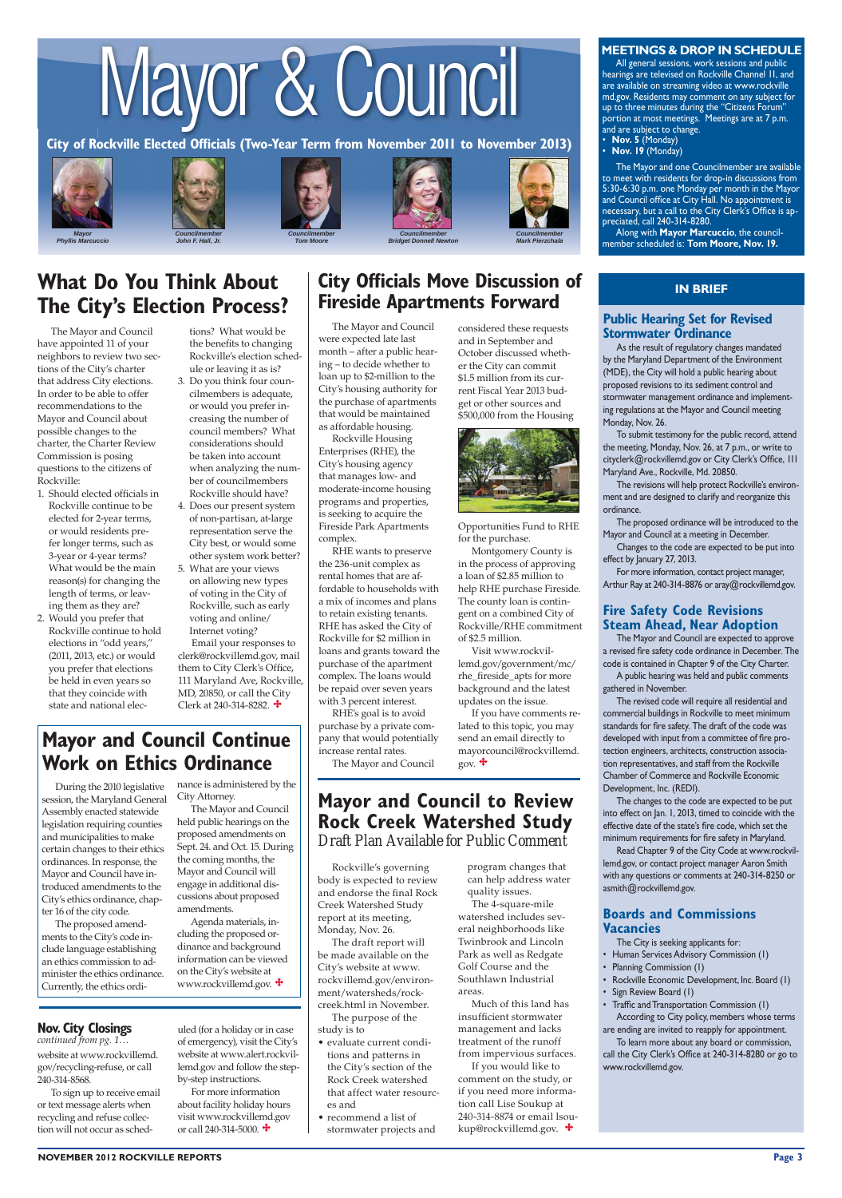# Mayor & Council

**City of Rockville Elected Officials (Two-Year Term from November 2011 to November 2013)**

*Mayor* Phyllis Marcuccio · *Councilmember* John F. Hall, Jr. · *Councilmember* Tom Moore · *Councilmember* Bridget Donnell Newton · *Councilmember* Mark Pierzchala

## What Do You Think About The City's Election Process?

The Mayor and Council have appointed 11 of your neighbors to review two sections of the City's charter that address City elections. In order to be able to offer recommendations to the Mayor and Council about possible changes to the charter, the Charter Review Commission is posing questions to the citizens of Rockville:

1. Should elected officials in Rockville continue to be elected for 2-year terms, or would residents prefer longer terms, such as 3-year or 4-year terms? What would be the main reason(s) for changing the length of terms, or leaving them as they are?
2. Would you prefer that Rockville continue to hold elections in "odd years," (2011, 2013, etc.) or would you prefer that elections be held in even years so that they coincide with state and national elections? What would be the benefits to changing Rockville's election schedule or leaving it as is?
3. Do you think four councilmembers is adequate, or would you prefer increasing the number of council members? What considerations should be taken into account when analyzing the number of councilmembers Rockville should have?
4. Does our present system of non-partisan, at-large representation serve the City best, or would some other system work better?
5. What are your views on allowing new types of voting in the City of Rockville, such as early voting and online/Internet voting?

Email your responses to clerk@rockvillemd.gov, mail them to City Clerk's Office, 111 Maryland Ave, Rockville, MD, 20850, or call the City Clerk at 240-314-8282.

## City Officials Move Discussion of Fireside Apartments Forward

The Mayor and Council were expected late last month – after a public hearing – to decide whether to loan up to $2-million to the City's housing authority for the purchase of apartments that would be maintained as affordable housing.

Rockville Housing Enterprises (RHE), the City's housing agency that manages low- and moderate-income housing programs and properties, is seeking to acquire the Fireside Park Apartments complex.

RHE wants to preserve the 236-unit complex as rental homes that are affordable to households with a mix of incomes and plans to retain existing tenants. RHE has asked the City of Rockville for $2 million in loans and grants toward the purchase of the apartment complex. The loans would be repaid over seven years with 3 percent interest.

RHE's goal is to avoid purchase by a private company that would potentially increase rental rates.

The Mayor and Council considered these requests and in September and October discussed whether the City can provide $1.5 million from its current Fiscal Year 2013 budget or other sources and $500,000 from the Housing Opportunities Fund to RHE for the purchase.

Montgomery County is in the process of approving a loan of $2.85 million to help RHE purchase Fireside. The county loan is contingent on a combined City of Rockville/RHE commitment of $2.5 million.

Visit www.rockvillemd.gov/government/mc/rhe_fireside_apts for more background and the latest updates on the issue.

If you have comments related to this topic, you may send an email directly to mayorcouncil@rockvillemd.gov.

## Mayor and Council Continue Work on Ethics Ordinance

During the 2010 legislative session, the Maryland General Assembly enacted statewide legislation requiring counties and municipalities to make certain changes to their ethics ordinances. In response, the Mayor and Council have introduced amendments to the City's ethics ordinance, chapter 16 of the city code.

The proposed amendments to the City's code include language establishing an ethics commission to administer the ethics ordinance. Currently, the ethics ordinance is administered by the City Attorney.

The Mayor and Council held public hearings on the proposed amendments on Sept. 24. and Oct. 15. During the coming months, the Mayor and Council will engage in additional discussions about proposed amendments.

Agenda materials, including the proposed ordinance and background information can be viewed on the City's website at www.rockvillemd.gov.

## Mayor and Council to Review Rock Creek Watershed Study

*Draft Plan Available for Public Comment*

Rockville's governing body is expected to review and endorse the final Rock Creek Watershed Study report at its meeting, Monday, Nov. 26.

The draft report will be made available on the City's website at www.rockvillemd.gov/environment/watersheds/rockcreek.html in November.

The purpose of the study is to

- evaluate current conditions and patterns in the City's section of the Rock Creek watershed that affect water resources and
- recommend a list of stormwater projects and program changes that can help address water quality issues.

The 4-square-mile watershed includes several neighborhoods like Twinbrook and Lincoln Park as well as Redgate Golf Course and the Southlawn Industrial areas.

Much of this land has insufficient stormwater management and lacks treatment of the runoff from impervious surfaces.

If you would like to comment on the study, or if you need more information call Lise Soukup at 240-314-8874 or email lsoukup@rockvillemd.gov.

### Nov. City Closings

*continued from pg. 1…*

website at www.rockvillemd.gov/recycling-refuse, or call 240-314-8568.

To sign up to receive email or text message alerts when recycling and refuse collection will not occur as scheduled (for a holiday or in case of emergency), visit the City's website at www.alert.rockvillemd.gov and follow the step-by-step instructions.

For more information about facility holiday hours visit www.rockvillemd.gov or call 240-314-5000.

## MEETINGS & DROP IN SCHEDULE

All general sessions, work sessions and public hearings are televised on Rockville Channel 11, and are available on streaming video at www.rockvillemd.gov. Residents may comment on any subject for up to three minutes during the "Citizens Forum" portion at most meetings. Meetings are at 7 p.m. and are subject to change.

- **Nov. 5** (Monday)
- **Nov. 19** (Monday)

The Mayor and one Councilmember are available to meet with residents for drop-in discussions from 5:30-6:30 p.m. one Monday per month in the Mayor and Council office at City Hall. No appointment is necessary, but a call to the City Clerk's Office is appreciated, call 240-314-8280.

Along with **Mayor Marcuccio**, the councilmember scheduled is: **Tom Moore, Nov. 19.**

## IN BRIEF

### Public Hearing Set for Revised Stormwater Ordinance

As the result of regulatory changes mandated by the Maryland Department of the Environment (MDE), the City will hold a public hearing about proposed revisions to its sediment control and stormwater management ordinance and implementing regulations at the Mayor and Council meeting Monday, Nov. 26.

To submit testimony for the public record, attend the meeting, Monday, Nov. 26, at 7 p.m., or write to cityclerk@rockvillemd.gov or City Clerk's Office, 111 Maryland Ave., Rockville, Md. 20850.

The revisions will help protect Rockville's environment and are designed to clarify and reorganize this ordinance.

The proposed ordinance will be introduced to the Mayor and Council at a meeting in December.

Changes to the code are expected to be put into effect by January 27, 2013.

For more information, contact project manager, Arthur Ray at 240-314-8876 or aray@rockvillemd.gov.

### Fire Safety Code Revisions Steam Ahead, Near Adoption

The Mayor and Council are expected to approve a revised fire safety code ordinance in December. The code is contained in Chapter 9 of the City Charter.

A public hearing was held and public comments gathered in November.

The revised code will require all residential and commercial buildings in Rockville to meet minimum standards for fire safety. The draft of the code was developed with input from a committee of fire protection engineers, architects, construction association representatives, and staff from the Rockville Chamber of Commerce and Rockville Economic Development, Inc. (REDI).

The changes to the code are expected to be put into effect on Jan. 1, 2013, timed to coincide with the effective date of the state's fire code, which set the minimum requirements for fire safety in Maryland.

Read Chapter 9 of the City Code at www.rockvillemd.gov, or contact project manager Aaron Smith with any questions or comments at 240-314-8250 or asmith@rockvillemd.gov.

### Boards and Commissions Vacancies

The City is seeking applicants for:

- Human Services Advisory Commission (1)
- Planning Commission (1)
- Rockville Economic Development, Inc. Board (1)
- Sign Review Board (1)
- Traffic and Transportation Commission (1)

According to City policy, members whose terms are ending are invited to reapply for appointment.

To learn more about any board or commission, call the City Clerk's Office at 240-314-8280 or go to www.rockvillemd.gov.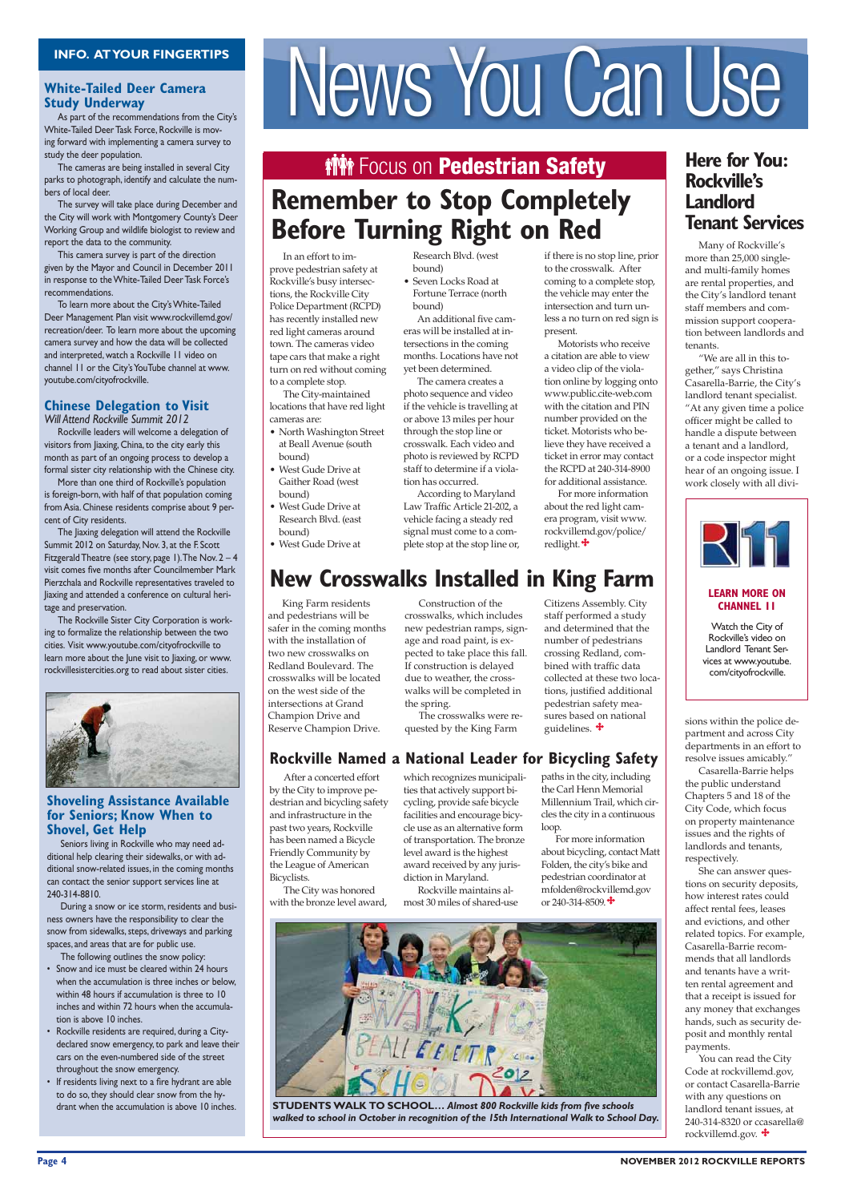# News You Can Use

## INFO. AT YOUR FINGERTIPS

### White-Tailed Deer Camera Study Underway

As part of the recommendations from the City's White-Tailed Deer Task Force, Rockville is moving forward with implementing a camera survey to study the deer population.

The cameras are being installed in several City parks to photograph, identify and calculate the numbers of local deer.

The survey will take place during December and the City will work with Montgomery County's Deer Working Group and wildlife biologist to review and report the data to the community.

This camera survey is part of the direction given by the Mayor and Council in December 2011 in response to the White-Tailed Deer Task Force's recommendations.

To learn more about the City's White-Tailed Deer Management Plan visit www.rockvillemd.gov/recreation/deer. To learn more about the upcoming camera survey and how the data will be collected and interpreted, watch a Rockville 11 video on channel 11 or the City's YouTube channel at www.youtube.com/cityofrockville.

### Chinese Delegation to Visit

*Will Attend Rockville Summit 2012*

Rockville leaders will welcome a delegation of visitors from Jiaxing, China, to the city early this month as part of an ongoing process to develop a formal sister city relationship with the Chinese city.

More than one third of Rockville's population is foreign-born, with half of that population coming from Asia. Chinese residents comprise about 9 percent of City residents.

The Jiaxing delegation will attend the Rockville Summit 2012 on Saturday, Nov. 3, at the F. Scott Fitzgerald Theatre (see story, page 1). The Nov. 2 – 4 visit comes five months after Councilmember Mark Pierzchala and Rockville representatives traveled to Jiaxing and attended a conference on cultural heritage and preservation.

The Rockville Sister City Corporation is working to formalize the relationship between the two cities. Visit www.youtube.com/cityofrockville to learn more about the June visit to Jiaxing, or www.rockvillesistercities.org to read about sister cities.

### Shoveling Assistance Available for Seniors; Know When to Shovel, Get Help

Seniors living in Rockville who may need additional help clearing their sidewalks, or with additional snow-related issues, in the coming months can contact the senior support services line at 240-314-8810.

During a snow or ice storm, residents and business owners have the responsibility to clear the snow from sidewalks, steps, driveways and parking spaces, and areas that are for public use.

The following outlines the snow policy:

- Snow and ice must be cleared within 24 hours when the accumulation is three inches or below, within 48 hours if accumulation is three to 10 inches and within 72 hours when the accumulation is above 10 inches.
- Rockville residents are required, during a City-declared snow emergency, to park and leave their cars on the even-numbered side of the street throughout the snow emergency.
- If residents living next to a fire hydrant are able to do so, they should clear snow from the hydrant when the accumulation is above 10 inches.

## Focus on **Pedestrian Safety**

## Remember to Stop Completely Before Turning Right on Red

In an effort to improve pedestrian safety at Rockville's busy intersections, the Rockville City Police Department (RCPD) has recently installed new red light cameras around town. The cameras video tape cars that make a right turn on red without coming to a complete stop.

The City-maintained locations that have red light cameras are:

- North Washington Street at Beall Avenue (south bound)
- West Gude Drive at Gaither Road (west bound)
- West Gude Drive at Research Blvd. (east bound)
- West Gude Drive at Research Blvd. (west bound)
- Seven Locks Road at Fortune Terrace (north bound)

An additional five cameras will be installed at intersections in the coming months. Locations have not yet been determined.

The camera creates a photo sequence and video if the vehicle is travelling at or above 13 miles per hour through the stop line or crosswalk. Each video and photo is reviewed by RCPD staff to determine if a violation has occurred.

According to Maryland Law Traffic Article 21-202, a vehicle facing a steady red signal must come to a complete stop at the stop line or, if there is no stop line, prior to the crosswalk. After coming to a complete stop, the vehicle may enter the intersection and turn unless a no turn on red sign is present.

Motorists who receive a citation are able to view a video clip of the violation online by logging onto www.public.cite-web.com with the citation and PIN number provided on the ticket. Motorists who believe they have received a ticket in error may contact the RCPD at 240-314-8900 for additional assistance.

For more information about the red light camera program, visit www.rockvillemd.gov/police/redlight.

## New Crosswalks Installed in King Farm

King Farm residents and pedestrians will be safer in the coming months with the installation of two new crosswalks on Redland Boulevard. The crosswalks will be located on the west side of the intersections at Grand Champion Drive and Reserve Champion Drive.

Construction of the crosswalks, which includes new pedestrian ramps, signage and road paint, is expected to take place this fall. If construction is delayed due to weather, the crosswalks will be completed in the spring.

The crosswalks were requested by the King Farm Citizens Assembly. City staff performed a study and determined that the number of pedestrians crossing Redland, combined with traffic data collected at these two locations, justified additional pedestrian safety measures based on national guidelines.

### Rockville Named a National Leader for Bicycling Safety

After a concerted effort by the City to improve pedestrian and bicycling safety and infrastructure in the past two years, Rockville has been named a Bicycle Friendly Community by the League of American Bicyclists.

The City was honored with the bronze level award, which recognizes municipalities that actively support bicycling, provide safe bicycle facilities and encourage bicycle use as an alternative form of transportation. The bronze level award is the highest award received by any jurisdiction in Maryland.

Rockville maintains almost 30 miles of shared-use paths in the city, including the Carl Henn Memorial Millennium Trail, which circles the city in a continuous loop.

For more information about bicycling, contact Matt Folden, the city's bike and pedestrian coordinator at mfolden@rockvillemd.gov or 240-314-8509.

**STUDENTS WALK TO SCHOOL…** ***Almost 800 Rockville kids from five schools walked to school in October in recognition of the 15th International Walk to School Day.***

## Here for You: Rockville's Landlord Tenant Services

Many of Rockville's more than 25,000 single- and multi-family homes are rental properties, and the City's landlord tenant staff members and commission support cooperation between landlords and tenants.

"We are all in this together," says Christina Casarella-Barrie, the City's landlord tenant specialist. "At any given time a police officer might be called to handle a dispute between a tenant and a landlord, or a code inspector might hear of an ongoing issue. I work closely with all divisions within the police department and across City departments in an effort to resolve issues amicably."

Casarella-Barrie helps the public understand Chapters 5 and 18 of the City Code, which focus on property maintenance issues and the rights of landlords and tenants, respectively.

She can answer questions on security deposits, how interest rates could affect rental fees, leases and evictions, and other related topics. For example, Casarella-Barrie recommends that all landlords and tenants have a written rental agreement and that a receipt is issued for any money that exchanges hands, such as security deposit and monthly rental payments.

You can read the City Code at rockvillemd.gov, or contact Casarella-Barrie with any questions on landlord tenant issues, at 240-314-8320 or ccasarella@rockvillemd.gov.

**LEARN MORE ON CHANNEL 11**

Watch the City of Rockville's video on Landlord Tenant Services at www.youtube.com/cityofrockville.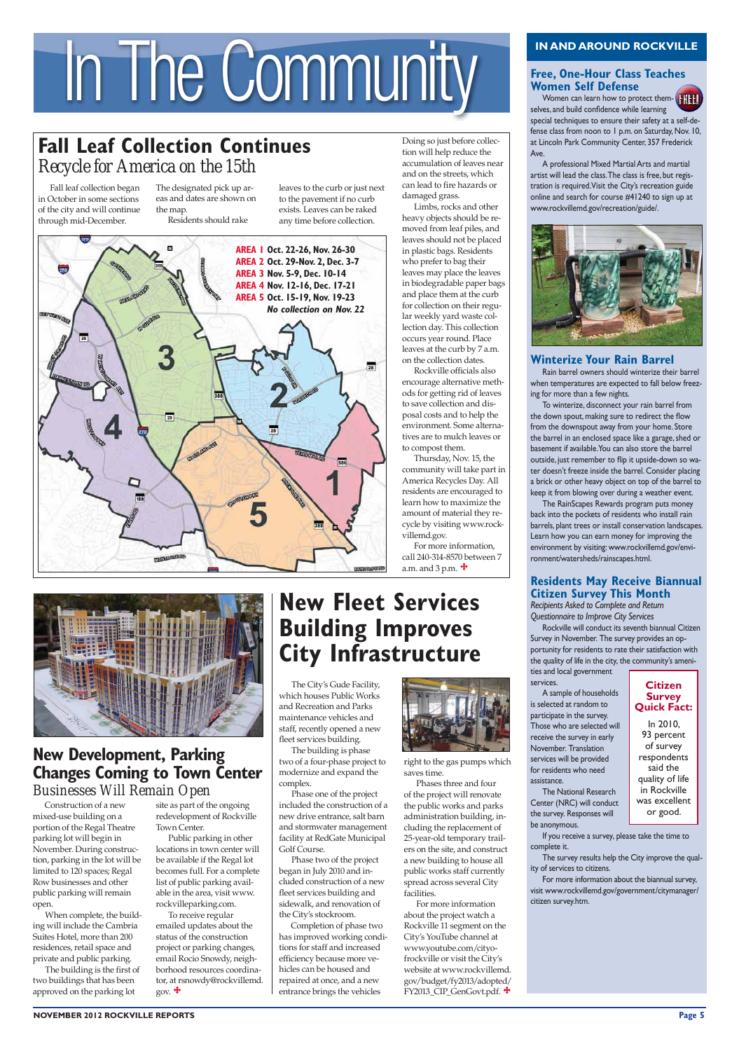# In The Community

## Fall Leaf Collection Continues

### *Recycle for America on the 15th*

Fall leaf collection began in October in some sections of the city and will continue through mid-December.

The designated pick up areas and dates are shown on the map.

Residents should rake leaves to the curb or just next to the pavement if no curb exists. Leaves can be raked any time before collection. Doing so just before collection will help reduce the accumulation of leaves near and on the streets, which can lead to fire hazards or damaged grass.

**AREA 1** Oct. 22-26, Nov. 26-30
**AREA 2** Oct. 29-Nov. 2, Dec. 3-7
**AREA 3** Nov. 5-9, Dec. 10-14
**AREA 4** Nov. 12-16, Dec. 17-21
**AREA 5** Oct. 15-19, Nov. 19-23
***No collection on Nov. 22***

Limbs, rocks and other heavy objects should be removed from leaf piles, and leaves should not be placed in plastic bags. Residents who prefer to bag their leaves may place the leaves in biodegradable paper bags and place them at the curb for collection on their regular weekly yard waste collection day. This collection occurs year round. Place leaves at the curb by 7 a.m. on the collection dates.

Rockville officials also encourage alternative methods for getting rid of leaves to save collection and disposal costs and to help the environment. Some alternatives are to mulch leaves or to compost them.

Thursday, Nov. 15, the community will take part in America Recycles Day. All residents are encouraged to learn how to maximize the amount of material they recycle by visiting www.rockvillemd.gov.

For more information, call 240-314-8570 between 7 a.m. and 3 p.m.

## New Development, Parking Changes Coming to Town Center

### Businesses Will Remain Open

Construction of a new mixed-use building on a portion of the Regal Theatre parking lot will begin in November. During construction, parking in the lot will be limited to 120 spaces; Regal Row businesses and other public parking will remain open.

When complete, the building will include the Cambria Suites Hotel, more than 200 residences, retail space and private and public parking.

The building is the first of two buildings that has been approved on the parking lot site as part of the ongoing redevelopment of Rockville Town Center.

Public parking in other locations in town center will be available if the Regal lot becomes full. For a complete list of public parking available in the area, visit www.rockvilleparking.com.

To receive regular emailed updates about the status of the construction project or parking changes, email Rocio Snowdy, neighborhood resources coordinator, at rsnowdy@rockvillemd.gov.

## New Fleet Services Building Improves City Infrastructure

The City's Gude Facility, which houses Public Works and Recreation and Parks maintenance vehicles and staff, recently opened a new fleet services building.

The building is phase two of a four-phase project to modernize and expand the complex.

Phase one of the project included the construction of a new drive entrance, salt barn and stormwater management facility at RedGate Municipal Golf Course.

Phase two of the project began in July 2010 and included construction of a new fleet services building and sidewalk, and renovation of the City's stockroom.

Completion of phase two has improved working conditions for staff and increased efficiency because more vehicles can be housed and repaired at once, and a new entrance brings the vehicles right to the gas pumps which saves time.

Phases three and four of the project will renovate the public works and parks administration building, including the replacement of 25-year-old temporary trailers on the site, and construct a new building to house all public works staff currently spread across several City facilities.

For more information about the project watch a Rockville 11 segment on the City's YouTube channel at www.youtube.com/cityofrockville or visit the City's website at www.rockvillemd.gov/budget/fy2013/adopted/FY2013_CIP_GenGovt.pdf.

## IN AND AROUND ROCKVILLE

### Free, One-Hour Class Teaches Women Self Defense

Women can learn how to protect themselves, and build confidence while learning special techniques to ensure their safety at a self-defense class from noon to 1 p.m. on Saturday, Nov. 10, at Lincoln Park Community Center, 357 Frederick Ave.

A professional Mixed Martial Arts and martial artist will lead the class. The class is free, but registration is required. Visit the City's recreation guide online and search for course #41240 to sign up at www.rockvillemd.gov/recreation/guide/.

### Winterize Your Rain Barrel

Rain barrel owners should winterize their barrel when temperatures are expected to fall below freezing for more than a few nights.

To winterize, disconnect your rain barrel from the down spout, making sure to redirect the flow from the downspout away from your home. Store the barrel in an enclosed space like a garage, shed or basement if available. You can also store the barrel outside, just remember to flip it upside-down so water doesn't freeze inside the barrel. Consider placing a brick or other heavy object on top of the barrel to keep it from blowing over during a weather event.

The RainScapes Rewards program puts money back into the pockets of residents who install rain barrels, plant trees or install conservation landscapes. Learn how you can earn money for improving the environment by visiting: www.rockvillemd.gov/environment/watersheds/rainscapes.html.

### Residents May Receive Biannual Citizen Survey This Month

*Recipients Asked to Complete and Return Questionnaire to Improve City Services*

Rockville will conduct its seventh biannual Citizen Survey in November. The survey provides an opportunity for residents to rate their satisfaction with the quality of life in the city, the community's amenities and local government services.

A sample of households is selected at random to participate in the survey. Those who are selected will receive the survey in early November. Translation services will be provided for residents who need assistance.

The National Research Center (NRC) will conduct the survey. Responses will be anonymous.

**Citizen Survey Quick Fact:**
In 2010, 93 percent of survey respondents said the quality of life in Rockville was excellent or good.

If you receive a survey, please take the time to complete it.

The survey results help the City improve the quality of services to citizens.

For more information about the biannual survey, visit www.rockvillemd.gov/government/citymanager/citizen survey.htm.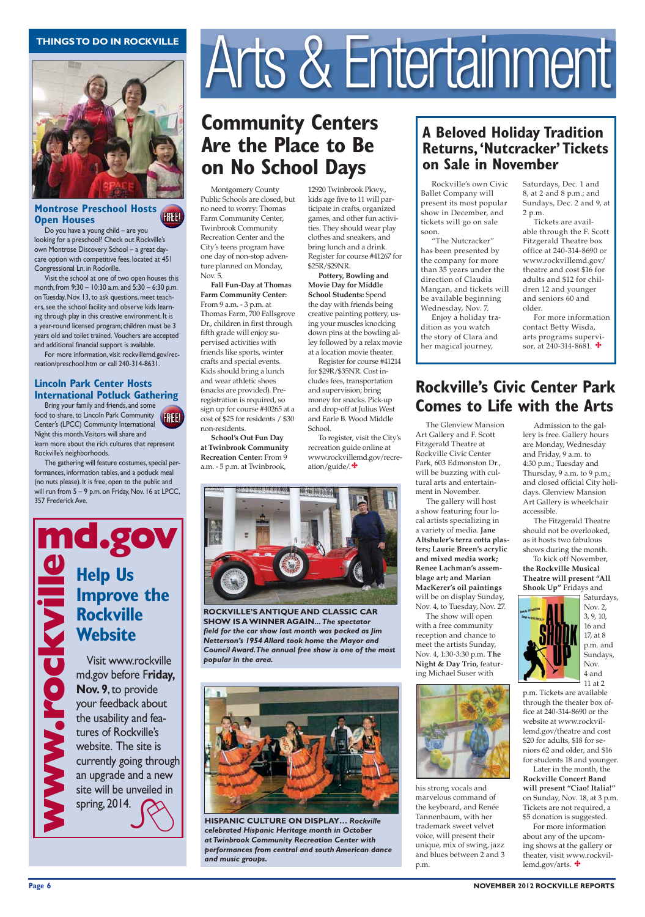# Arts & Entertainment

## THINGS TO DO IN ROCKVILLE

### Montrose Preschool Hosts Open Houses

FREE!

Do you have a young child – are you looking for a preschool? Check out Rockville's own Montrose Discovery School – a great day-care option with competitive fees, located at 451 Congressional Ln. in Rockville.

Visit the school at one of two open houses this month, from 9:30 – 10:30 a.m. and 5:30 – 6:30 p.m. on Tuesday, Nov. 13, to ask questions, meet teachers, see the school facility and observe kids learning through play in this creative environment. It is a year-round licensed program; children must be 3 years old and toilet trained. Vouchers are accepted and additional financial support is available.

For more information, visit rockvillemd.gov/recreation/preschool.htm or call 240-314-8631.

### Lincoln Park Center Hosts International Potluck Gathering

FREE!

Bring your family and friends, and some food to share, to Lincoln Park Community Center's (LPCC) Community International Night this month. Visitors will share and learn more about the rich cultures that represent Rockville's neighborhoods.

The gathering will feature costumes, special performances, information tables, and a potluck meal (no nuts please). It is free, open to the public and will run from 5 – 9 p.m. on Friday, Nov. 16 at LPCC, 357 Frederick Ave.

### www.rockvillemd.gov

## Help Us Improve the Rockville Website

Visit www.rockvillemd.gov before **Friday, Nov. 9**, to provide your feedback about the usability and features of Rockville's website. The site is currently going through an upgrade and a new site will be unveiled in spring, 2014.

## Community Centers Are the Place to Be on No School Days

Montgomery County Public Schools are closed, but no need to worry: Thomas Farm Community Center, Twinbrook Community Recreation Center and the City's teens program have one day of non-stop adventure planned on Monday, Nov. 5.

**Fall Fun-Day at Thomas Farm Community Center:** From 9 a.m. - 3 p.m. at Thomas Farm, 700 Fallsgrove Dr., children in first through fifth grade will enjoy supervised activities with friends like sports, winter crafts and special events. Kids should bring a lunch and wear athletic shoes (snacks are provided). Pre-registration is required, so sign up for course #40265 at a cost of $25 for residents / $30 non-residents.

**School's Out Fun Day at Twinbrook Community Recreation Center:** From 9 a.m. - 5 p.m. at Twinbrook, 12920 Twinbrook Pkwy., kids age five to 11 will participate in crafts, organized games, and other fun activities. They should wear play clothes and sneakers, and bring lunch and a drink. Register for course #41267 for $25R/$29NR.

**Pottery, Bowling and Movie Day for Middle School Students:** Spend the day with friends being creative painting pottery, using your muscles knocking down pins at the bowling alley followed by a relax movie at a location movie theater.

Register for course #41214 for $29R/$35NR. Cost includes fees, transportation and supervision; bring money for snacks. Pick-up and drop-off at Julius West and Earle B. Wood Middle School.

To register, visit the City's recreation guide online at www.rockvillemd.gov/recreation/guide/.

**ROCKVILLE'S ANTIQUE AND CLASSIC CAR SHOW IS A WINNER AGAIN…** ***The spectator field for the car show last month was packed as Jim Netterson's 1954 Allard took home the Mayor and Council Award. The annual free show is one of the most popular in the area.***

**HISPANIC CULTURE ON DISPLAY…** ***Rockville celebrated Hispanic Heritage month in October at Twinbrook Community Recreation Center with performances from central and south American dance and music groups.***

## A Beloved Holiday Tradition Returns, 'Nutcracker' Tickets on Sale in November

Rockville's own Civic Ballet Company will present its most popular show in December, and tickets will go on sale soon.

"The Nutcracker" has been presented by the company for more than 35 years under the direction of Claudia Mangan, and tickets will be available beginning Wednesday, Nov. 7.

Enjoy a holiday tradition as you watch the story of Clara and her magical journey, Saturdays, Dec. 1 and 8, at 2 and 8 p.m.; and Sundays, Dec. 2 and 9, at 2 p.m.

Tickets are available through the F. Scott Fitzgerald Theatre box office at 240-314-8690 or www.rockvillemd.gov/theatre and cost $16 for adults and $12 for children 12 and younger and seniors 60 and older.

For more information contact Betty Wisda, arts programs supervisor, at 240-314-8681.

## Rockville's Civic Center Park Comes to Life with the Arts

The Glenview Mansion Art Gallery and F. Scott Fitzgerald Theatre at Rockville Civic Center Park, 603 Edmonston Dr., will be buzzing with cultural arts and entertainment in November.

The gallery will host a show featuring four local artists specializing in a variety of media. **Jane Altshuler's terra cotta plasters; Laurie Breen's acrylic and mixed media work; Renee Lachman's assemblage art; and Marian MacKerer's oil paintings** will be on display Sunday, Nov. 4, to Tuesday, Nov. 27.

The show will open with a free community reception and chance to meet the artists Sunday, Nov. 4, 1:30-3:30 p.m. **The Night & Day Trio**, featuring Michael Suser with his strong vocals and marvelous command of the keyboard, and Renée Tannenbaum, with her trademark sweet velvet voice, will present their unique, mix of swing, jazz and blues between 2 and 3 p.m.

Admission to the gallery is free. Gallery hours are Monday, Wednesday and Friday, 9 a.m. to 4:30 p.m.; Tuesday and Thursday, 9 a.m. to 9 p.m.; and closed official City holidays. Glenview Mansion Art Gallery is wheelchair accessible.

The Fitzgerald Theatre should not be overlooked, as it hosts two fabulous shows during the month.

To kick off November, **the Rockville Musical Theatre will present "All Shook Up"** Fridays and Saturdays, Nov. 2, 3, 9, 10, 16 and 17, at 8 p.m. and Sundays, Nov. 4 and 11 at 2 p.m. Tickets are available through the theatre box office at 240-314-8690 or the website at www.rockvillemd.gov/theatre and cost $20 for adults, $18 for seniors 62 and older, and $16 for students 18 and younger.

Later in the month, the **Rockville Concert Band will present "Ciao! Italia!"** on Sunday, Nov. 18, at 3 p.m. Tickets are not required, a $5 donation is suggested.

For more information about any of the upcoming shows at the gallery or theater, visit www.rockvillemd.gov/arts.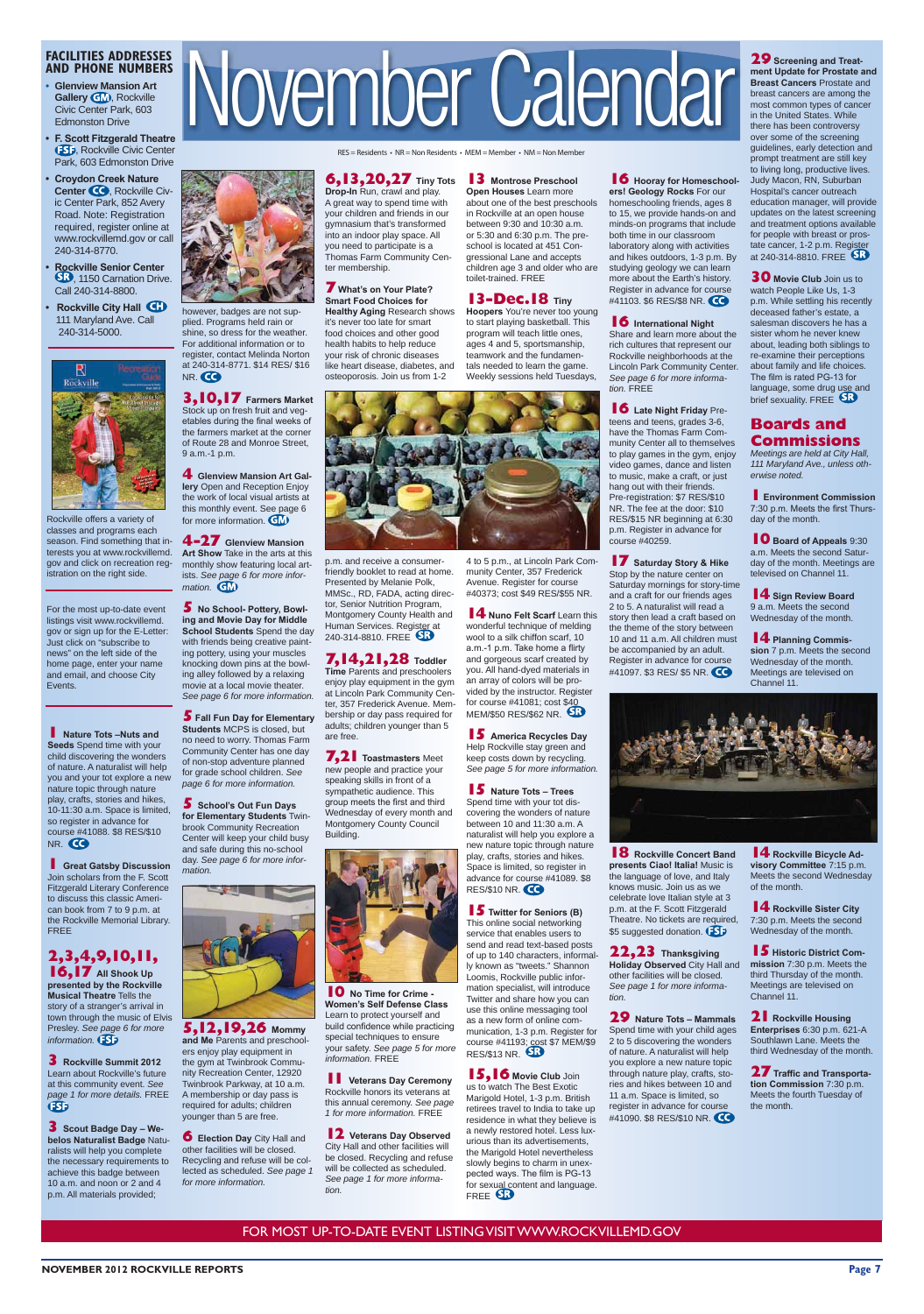# November Calendar

RES = Residents • NR = Non Residents • MEM = Member • NM = Non Member

## FACILITIES ADDRESSES AND PHONE NUMBERS

- **Glenview Mansion Art Gallery** GM, Rockville Civic Center Park, 603 Edmonston Drive
- **F. Scott Fitzgerald Theatre** FSF, Rockville Civic Center Park, 603 Edmonston Drive
- **Croydon Creek Nature Center** CC, Rockville Civic Center Park, 852 Avery Road. Note: Registration required, register online at www.rockvillemd.gov or call 240-314-8770.
- **Rockville Senior Center** SR, 1150 Carnation Drive. Call 240-314-8800.
- **Rockville City Hall** CH 111 Maryland Ave. Call 240-314-5000.

Rockville offers a variety of classes and programs each season. Find something that interests you at www.rockvillemd.gov and click on recreation registration on the right side.

For the most up-to-date event listings visit www.rockvillemd.gov or sign up for the E-Letter: Just click on "subscribe to news" on the left side of the home page, enter your name and email, and choose City Events.

**1 Nature Tots –Nuts and Seeds** Spend time with your child discovering the wonders of nature. A naturalist will help you and your tot explore a new nature topic through nature play, crafts, stories and hikes, 10-11:30 a.m. Space is limited, so register in advance for course #41088. $8 RES/$10 NR. CC

**1 Great Gatsby Discussion** Join scholars from the F. Scott Fitzgerald Literary Conference to discuss this classic American book from 7 to 9 p.m. at the Rockville Memorial Library. FREE

**2,3,4,9,10,11, 16,17 All Shook Up presented by the Rockville Musical Theatre** Tells the story of a stranger's arrival in town through the music of Elvis Presley. *See page 6 for more information.* FSF

**3 Rockville Summit 2012** Learn about Rockville's future at this community event. *See page 1 for more details.* FREE FSF

**3 Scout Badge Day – Webelos Naturalist Badge** Naturalists will help you complete the necessary requirements to achieve this badge between 10 a.m. and noon or 2 and 4 p.m. All materials provided; however, badges are not supplied. Programs held rain or shine, so dress for the weather. For additional information or to register, contact Melinda Norton at 240-314-8771. $14 RES/ $16 NR. CC

**3,10,17 Farmers Market** Stock up on fresh fruit and vegetables during the final weeks of the farmers market at the corner of Route 28 and Monroe Street, 9 a.m.-1 p.m.

**4 Glenview Mansion Art Gallery** Open and Reception Enjoy the work of local visual artists at this monthly event. See page 6 for more information. GM

**4-27 Glenview Mansion Art Show** Take in the arts at this monthly show featuring local artists. *See page 6 for more information.* GM

**5 No School- Pottery, Bowling and Movie Day for Middle School Students** Spend the day with friends being creative painting pottery, using your muscles knocking down pins at the bowling alley followed by a relaxing movie at a local movie theater. *See page 6 for more information.*

**5 Fall Fun Day for Elementary Students** MCPS is closed, but no need to worry. Thomas Farm Community Center has one day of non-stop adventure planned for grade school children. *See page 6 for more information.*

**5 School's Out Fun Days for Elementary Students** Twinbrook Community Recreation Center will keep your child busy and safe during this no-school day. *See page 6 for more information.*

**5,12,19,26 Mommy and Me** Parents and preschoolers enjoy play equipment in the gym at Twinbrook Community Recreation Center, 12920 Twinbrook Parkway, at 10 a.m. A membership or day pass is required for children; children younger than 5 are free.

**6 Election Day** City Hall and other facilities will be closed. Recycling and refuse will be collected as scheduled. *See page 1 for more information.*

**6,13,20,27 Tiny Tots Drop-In** Run, crawl and play. A great way to spend time with your children and friends in our gymnasium that's transformed into an indoor play space. All you need to participate is a Thomas Farm Community Center membership.

**7 What's on Your Plate? Smart Food Choices for Healthy Aging** Research shows it's never too late for smart food choices and other good health habits to help reduce your risk of chronic diseases like heart disease, diabetes, and osteoporosis. Join us from 1-2 p.m. and receive a consumer-friendly booklet to read at home. Presented by Melanie Polk, MMSc., RD, FADA, acting director, Senior Nutrition Program, Montgomery County Health and Human Services. Register at 240-314-8810. FREE SR

**7,14,21,28 Toddler Time** Parents and preschoolers enjoy play equipment in the gym at Lincoln Park Community Center, 357 Frederick Avenue. Membership or day pass required for adults; children younger than 5 are free.

**7,21 Toastmasters** Meet new people and practice your speaking skills in front of a sympathetic audience. This group meets the first and third Wednesday of every month and Montgomery County Council Building.

**10 No Time for Crime - Women's Self Defense Class** Learn to protect yourself and build confidence while practicing special techniques to ensure your safety. *See page 5 for more information.* FREE

**11 Veterans Day Ceremony** Rockville honors its veterans at this annual ceremony. *See page 1 for more information.* FREE

**12 Veterans Day Observed** City Hall and other facilities will be closed. Recycling and refuse will be collected as scheduled. *See page 1 for more information.*

**13 Montrose Preschool Open Houses** Learn more about one of the best preschools in Rockville at an open house between 9:30 and 10:30 a.m. or 5:30 and 6:30 p.m. The preschool is located at 451 Congressional Lane and accepts children age 3 and older who are toilet-trained. FREE

**13-Dec.18 Tiny Hoopers** You're never too young to start playing basketball. This program will teach little ones, ages 4 and 5, sportsmanship, teamwork and the fundamentals needed to learn the game. Weekly sessions held Tuesdays, 4 to 5 p.m., at Lincoln Park Community Center, 357 Frederick Avenue. Register for course #40373; cost $49 RES/$55 NR.

**14 Nuno Felt Scarf** Learn this wonderful technique of melding wool to a silk chiffon scarf, 10 a.m.-1 p.m. Take home a flirty and gorgeous scarf created by you. All hand-dyed materials in an array of colors will be provided by the instructor. Register for course #41081; cost $40 MEM/$50 RES/$62 NR. SR

**15 America Recycles Day** Help Rockville stay green and keep costs down by recycling. *See page 5 for more information.*

**15 Nature Tots – Trees** Spend time with your tot discovering the wonders of nature between 10 and 11:30 a.m. A naturalist will help you explore a new nature topic through nature play, crafts, stories and hikes. Space is limited, so register in advance for course #41089. $8 RES/$10 NR. CC

**15 Twitter for Seniors (B)** This online social networking service that enables users to send and read text-based posts of up to 140 characters, informally known as "tweets." Shannon Loomis, Rockville public information specialist, will introduce Twitter and share how you can use this online messaging tool as a new form of online communication, 1-3 p.m. Register for course #41193; cost $7 MEM/$9 RES/$13 NR. SR

**15,16 Movie Club** Join us to watch The Best Exotic Marigold Hotel, 1-3 p.m. British retirees travel to India to take up residence in what they believe is a newly restored hotel. Less luxurious than its advertisements, the Marigold Hotel nevertheless slowly begins to charm in unexpected ways. The film is PG-13 for sexual content and language. FREE SR

**16 Hooray for Homeschoolers! Geology Rocks** For our homeschooling friends, ages 8 to 15, we provide hands-on and minds-on programs that include both time in our classroom laboratory along with activities and hikes outdoors, 1-3 p.m. By studying geology we can learn more about the Earth's history. Register in advance for course #41103. $6 RES/$8 NR. CC

**16 International Night** Share and learn more about the rich cultures that represent our Rockville neighborhoods at the Lincoln Park Community Center. *See page 6 for more information.* FREE

**16 Late Night Friday** Preteens and teens, grades 3-6, have the Thomas Farm Community Center all to themselves to play games in the gym, enjoy video games, dance and listen to music, make a craft, or just hang out with their friends. Pre-registration: $7 RES/$10 NR. The fee at the door: $10 RES/$15 NR beginning at 6:30 p.m. Register in advance for course #40259.

**17 Saturday Story & Hike** Stop by the nature center on Saturday mornings for story-time and a craft for our friends ages 2 to 5. A naturalist will read a story then lead a craft based on the theme of the story between 10 and 11 a.m. All children must be accompanied by an adult. Register in advance for course #41097. $3 RES/ $5 NR. CC

**18 Rockville Concert Band presents Ciao! Italia!** Music is the language of love, and Italy knows music. Join us as we celebrate love Italian style at 3 p.m. at the F. Scott Fitzgerald Theatre. No tickets are required, $5 suggested donation. FSF

**22,23 Thanksgiving Holiday Observed** City Hall and other facilities will be closed. *See page 1 for more information.*

**29 Nature Tots – Mammals** Spend time with your child ages 2 to 5 discovering the wonders of nature. A naturalist will help you explore a new nature topic through nature play, crafts, stories and hikes between 10 and 11 a.m. Space is limited, so register in advance for course #41090. $8 RES/$10 NR. CC

**29 Screening and Treatment Update for Prostate and Breast Cancers** Prostate and breast cancers are among the most common types of cancer in the United States. While there has been controversy over some of the screening guidelines, early detection and prompt treatment are still key to living long, productive lives. Judy Macon, RN, Suburban Hospital's cancer outreach education manager, will provide updates on the latest screening and treatment options available for people with breast or prostate cancer, 1-2 p.m. Register at 240-314-8810. FREE SR

**30 Movie Club** Join us to watch People Like Us, 1-3 p.m. While settling his recently deceased father's estate, a salesman discovers he has a sister whom he never knew about, leading both siblings to re-examine their perceptions about family and life choices. The film is rated PG-13 for language, some drug use and brief sexuality. FREE SR

## Boards and Commissions

*Meetings are held at City Hall, 111 Maryland Ave., unless otherwise noted.*

**1 Environment Commission** 7:30 p.m. Meets the first Thursday of the month.

**10 Board of Appeals** 9:30 a.m. Meets the second Saturday of the month. Meetings are televised on Channel 11.

**14 Sign Review Board** 9 a.m. Meets the second Wednesday of the month.

**14 Planning Commission** 7 p.m. Meets the second Wednesday of the month. Meetings are televised on Channel 11.

**14 Rockville Bicycle Advisory Committee** 7:15 p.m. Meets the second Wednesday of the month.

**14 Rockville Sister City** 7:30 p.m. Meets the second Wednesday of the month.

**15 Historic District Commission** 7:30 p.m. Meets the third Thursday of the month. Meetings are televised on Channel 11.

**21 Rockville Housing Enterprises** 6:30 p.m. 621-A Southlawn Lane. Meets the third Wednesday of the month.

**27 Traffic and Transportation Commission** 7:30 p.m. Meets the fourth Tuesday of the month.

FOR MOST UP-TO-DATE EVENT LISTING VISIT WWW.ROCKVILLEMD.GOV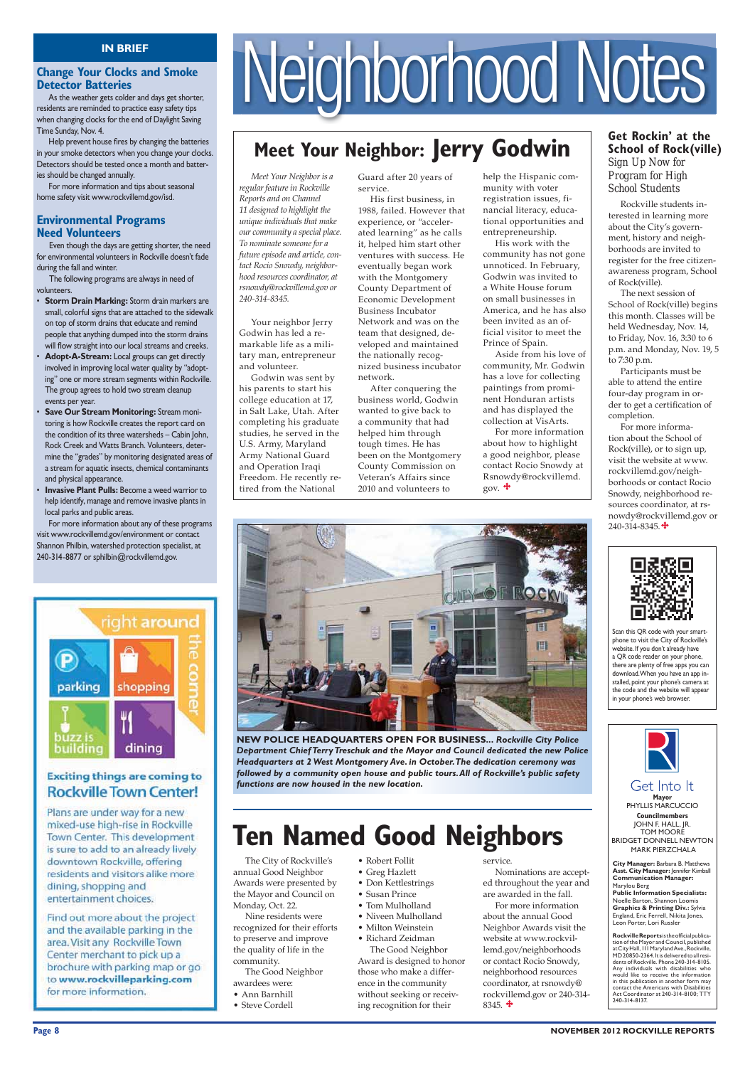# Neighborhood Notes

## IN BRIEF

### Change Your Clocks and Smoke Detector Batteries

As the weather gets colder and days get shorter, residents are reminded to practice easy safety tips when changing clocks for the end of Daylight Saving Time Sunday, Nov. 4.

Help prevent house fires by changing the batteries in your smoke detectors when you change your clocks. Detectors should be tested once a month and batteries should be changed annually.

For more information and tips about seasonal home safety visit www.rockvillemd.gov/isd.

### Environmental Programs Need Volunteers

Even though the days are getting shorter, the need for environmental volunteers in Rockville doesn't fade during the fall and winter.

The following programs are always in need of volunteers.

- **Storm Drain Marking:** Storm drain markers are small, colorful signs that are attached to the sidewalk on top of storm drains that educate and remind people that anything dumped into the storm drains will flow straight into our local streams and creeks.
- **Adopt-A-Stream:** Local groups can get directly involved in improving local water quality by "adopting" one or more stream segments within Rockville. The group agrees to hold two stream cleanup events per year.
- **Save Our Stream Monitoring:** Stream monitoring is how Rockville creates the report card on the condition of its three watersheds – Cabin John, Rock Creek and Watts Branch. Volunteers, determine the "grades" by monitoring designated areas of a stream for aquatic insects, chemical contaminants and physical appearance.
- **Invasive Plant Pulls:** Become a weed warrior to help identify, manage and remove invasive plants in local parks and public areas.

For more information about any of these programs visit www.rockvillemd.gov/environment or contact Shannon Philbin, watershed protection specialist, at 240-314-8877 or sphilbin@rockvillemd.gov.

## Meet Your Neighbor: Jerry Godwin

*Meet Your Neighbor is a regular feature in Rockville Reports and on Channel 11 designed to highlight the unique individuals that make our community a special place. To nominate someone for a future episode and article, contact Rocio Snowdy, neighborhood resources coordinator, at rsnowdy@rockvillemd.gov or 240-314-8345.*

Your neighbor Jerry Godwin has led a remarkable life as a military man, entrepreneur and volunteer.

Godwin was sent by his parents to start his college education at 17, in Salt Lake, Utah. After completing his graduate studies, he served in the U.S. Army, Maryland Army National Guard and Operation Iraqi Freedom. He recently retired from the National Guard after 20 years of service.

His first business, in 1988, failed. However that experience, or "accelerated learning" as he calls it, helped him start other ventures with success. He eventually began work with the Montgomery County Department of Economic Development Business Incubator Network and was on the team that designed, developed and maintained the nationally recognized business incubator network.

After conquering the business world, Godwin wanted to give back to a community that had helped him through tough times. He has been on the Montgomery County Commission on Veteran's Affairs since 2010 and volunteers to help the Hispanic community with voter registration issues, financial literacy, educational opportunities and entrepreneurship.

His work with the community has not gone unnoticed. In February, Godwin was invited to a White House forum on small businesses in America, and he has also been invited as an official visitor to meet the Prince of Spain.

Aside from his love of community, Mr. Godwin has a love for collecting paintings from prominent Honduran artists and has displayed the collection at VisArts.

For more information about how to highlight a good neighbor, please contact Rocio Snowdy at Rsnowdy@rockvillemd.gov.

## Get Rockin' at the School of Rock(ville)

### Sign Up Now for Program for High School Students

Rockville students interested in learning more about the City's government, history and neighborhoods are invited to register for the free citizen-awareness program, School of Rock(ville).

The next session of School of Rock(ville) begins this month. Classes will be held Wednesday, Nov. 14, to Friday, Nov. 16, 3:30 to 6 p.m. and Monday, Nov. 19, 5 to 7:30 p.m.

Participants must be able to attend the entire four-day program in order to get a certification of completion.

For more information about the School of Rock(ville), or to sign up, visit the website at www.rockvillemd.gov/neighborhoods or contact Rocio Snowdy, neighborhood resources coordinator, at rsnowdy@rockvillemd.gov or 240-314-8345.

Scan this QR code with your smartphone to visit the City of Rockville's website. If you don't already have a QR code reader on your phone, there are plenty of free apps you can download. When you have an app installed, point your phone's camera at the code and the website will appear in your phone's web browser.

**NEW POLICE HEADQUARTERS OPEN FOR BUSINESS...** ***Rockville City Police Department Chief Terry Treschuk and the Mayor and Council dedicated the new Police Headquarters at 2 West Montgomery Ave. in October. The dedication ceremony was followed by a community open house and public tours. All of Rockville's public safety functions are now housed in the new location.***

right around the corner

parking | shopping | buzz is building | dining

### Exciting things are coming to Rockville Town Center!

Plans are under way for a new mixed-use high-rise in Rockville Town Center. This development is sure to add to an already lively downtown Rockville, offering residents and visitors alike more dining, shopping and entertainment choices.

Find out more about the project and the available parking in the area. Visit any Rockville Town Center merchant to pick up a brochure with parking map or go to **www.rockvilleparking.com** for more information.

## Ten Named Good Neighbors

The City of Rockville's annual Good Neighbor Awards were presented by the Mayor and Council on Monday, Oct. 22.

Nine residents were recognized for their efforts to preserve and improve the quality of life in the community.

The Good Neighbor awardees were:

- Ann Barnhill
- Steve Cordell
- Robert Follit
- Greg Hazlett
- Don Kettlestrings
- Susan Prince
- Tom Mulholland
- Niveen Mulholland
- Milton Weinstein
- Richard Zeidman

The Good Neighbor Award is designed to honor those who make a difference in the community without seeking or receiving recognition for their service.

Nominations are accepted throughout the year and are awarded in the fall.

For more information about the annual Good Neighbor Awards visit the website at www.rockvillemd.gov/neighborhoods or contact Rocio Snowdy, neighborhood resources coordinator, at rsnowdy@rockvillemd.gov or 240-314-8345.

Get Into It

**Mayor**
PHYLLIS MARCUCCIO

**Councilmembers**
JOHN F. HALL, JR.
TOM MOORE
BRIDGET DONNELL NEWTON
MARK PIERZCHALA

**City Manager:** Barbara B. Matthews
**Asst. City Manager:** Jennifer Kimball
**Communication Manager:** Marylou Berg
**Public Information Specialists:** Noelle Barton, Shannon Loomis
**Graphics & Printing Div.:** Sylvia England, Eric Ferrell, Nikita Jones, Leon Porter, Lori Russler

**Rockville Reports** is the official publication of the Mayor and Council, published at City Hall, 111 Maryland Ave., Rockville, MD 20850-2364. It is delivered to all residents of Rockville. Phone 240-314-8105. Any individuals with disabilities who would like to receive the information in this publication in another form may contact the Americans with Disabilities Act Coordinator at 240-314-8100; TTY 240-314-8137.